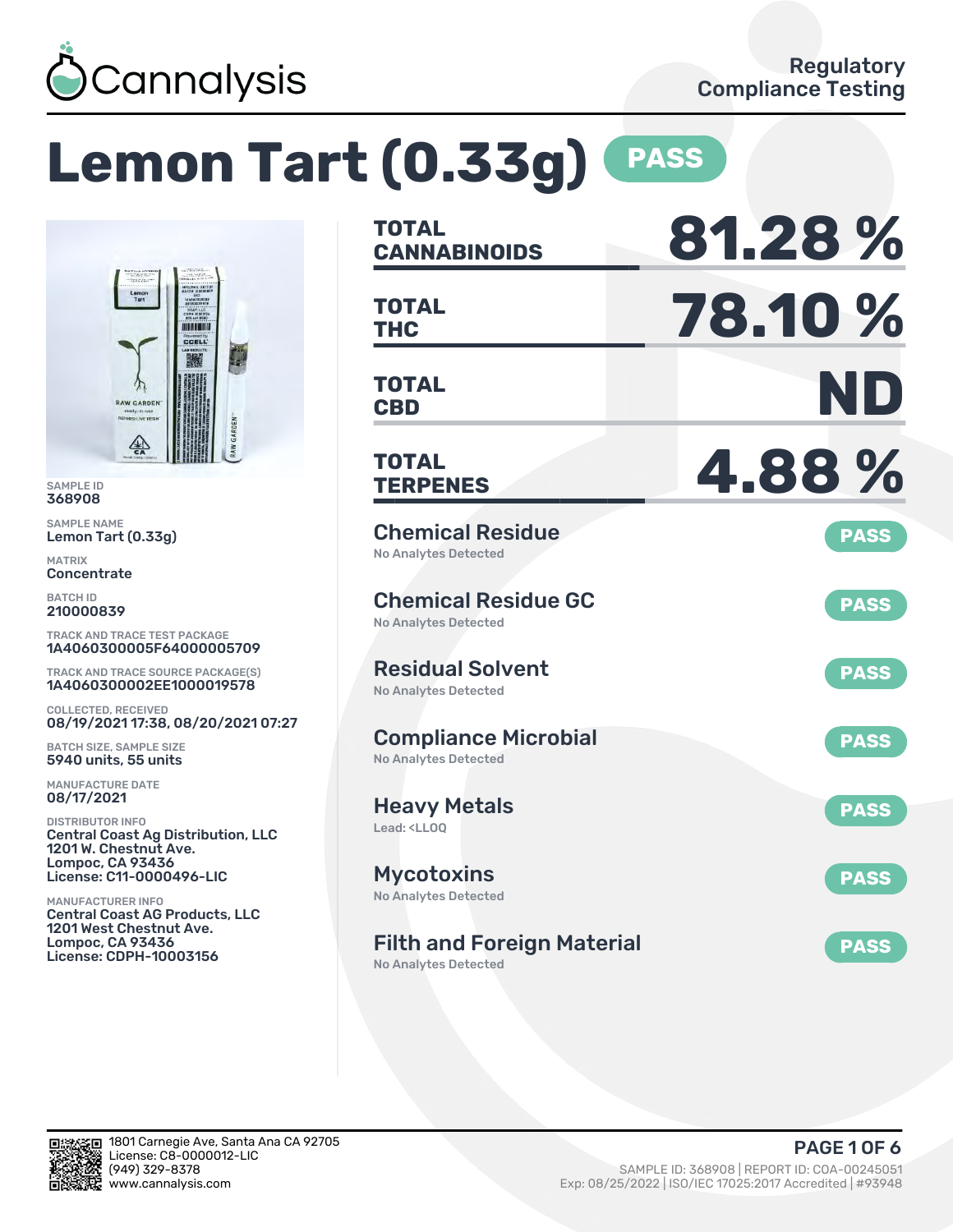Cannalysis

Regulatory Compliance Testing

# Lemon Tart (0.33g) PASS

SAMPLE ID
368908

SAMPLE NAME
Lemon Tart (0.33g)

MATRIX
Concentrate

BATCH ID
210000839

TRACK AND TRACE TEST PACKAGE
1A4060300005F64000005709

TRACK AND TRACE SOURCE PACKAGE(S)
1A4060300002EE1000019578

COLLECTED, RECEIVED
08/19/2021 17:38, 08/20/2021 07:27

BATCH SIZE, SAMPLE SIZE
5940 units, 55 units

MANUFACTURE DATE
08/17/2021

DISTRIBUTOR INFO
Central Coast Ag Distribution, LLC
1201 W. Chestnut Ave.
Lompoc, CA 93436
License: C11-0000496-LIC

MANUFACTURER INFO
Central Coast AG Products, LLC
1201 West Chestnut Ave.
Lompoc, CA 93436
License: CDPH-10003156

| | |
|---|---|
| **TOTAL CANNABINOIDS** | **81.28 %** |
| **TOTAL THC** | **78.10 %** |
| **TOTAL CBD** | **ND** |
| **TOTAL TERPENES** | **4.88 %** |

| Test | Result | Status |
|---|---|---|
| Chemical Residue | No Analytes Detected | PASS |
| Chemical Residue GC | No Analytes Detected | PASS |
| Residual Solvent | No Analytes Detected | PASS |
| Compliance Microbial | No Analytes Detected | PASS |
| Heavy Metals | Lead: <LLOQ | PASS |
| Mycotoxins | No Analytes Detected | PASS |
| Filth and Foreign Material | No Analytes Detected | PASS |

1801 Carnegie Ave, Santa Ana CA 92705
License: C8-0000012-LIC
(949) 329-8378
www.cannalysis.com

SAMPLE ID: 368908 | REPORT ID: COA-00245051
Exp: 08/25/2022 | ISO/IEC 17025:2017 Accredited | #93948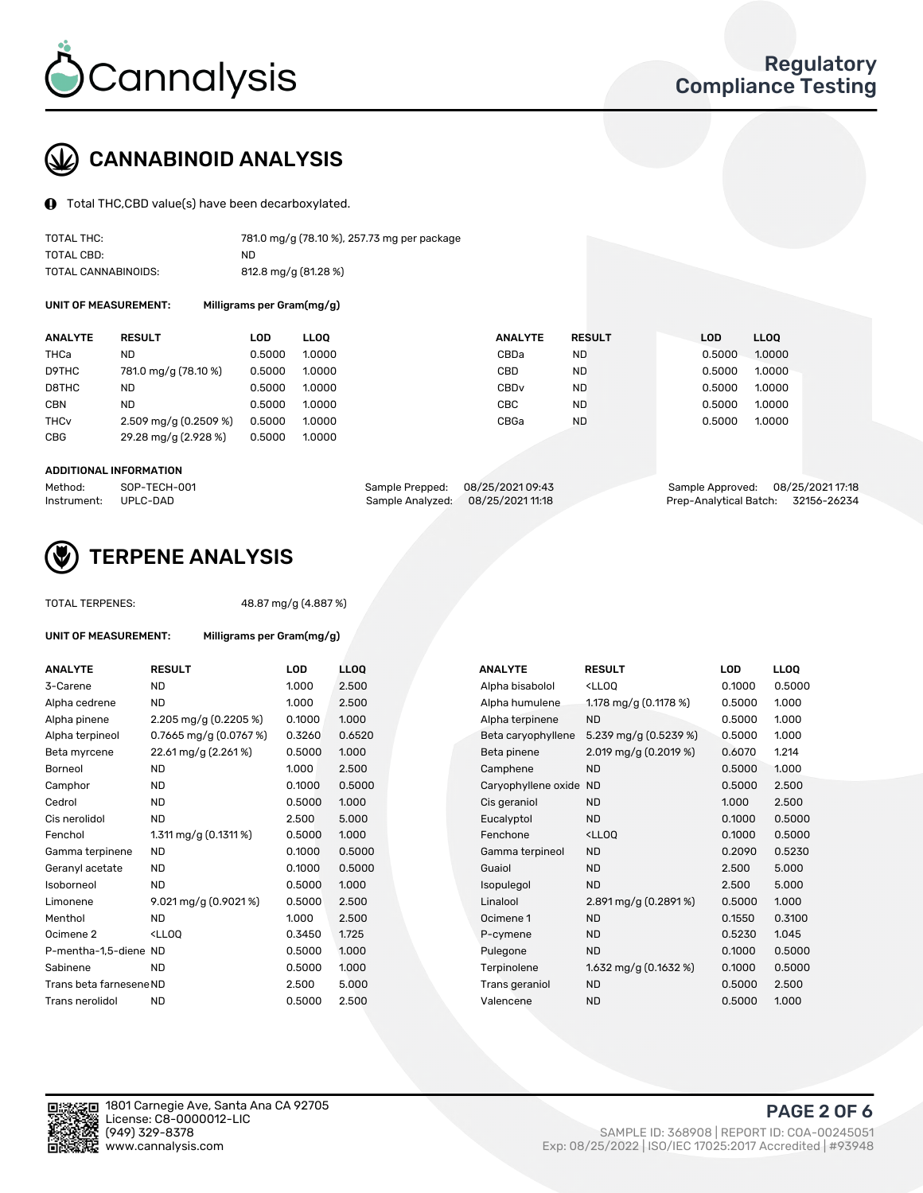# Cannalysis

## Regulatory Compliance Testing

## CANNABINOID ANALYSIS

Total THC,CBD value(s) have been decarboxylated.

| | |
|---|---|
| TOTAL THC: | 781.0 mg/g (78.10 %), 257.73 mg per package |
| TOTAL CBD: | ND |
| TOTAL CANNABINOIDS: | 812.8 mg/g (81.28 %) |

**UNIT OF MEASUREMENT:** Milligrams per Gram(mg/g)

| ANALYTE | RESULT | LOD | LLOQ | ANALYTE | RESULT | LOD | LLOQ |
|---|---|---|---|---|---|---|---|
| THCa | ND | 0.5000 | 1.0000 | CBDa | ND | 0.5000 | 1.0000 |
| D9THC | 781.0 mg/g (78.10 %) | 0.5000 | 1.0000 | CBD | ND | 0.5000 | 1.0000 |
| D8THC | ND | 0.5000 | 1.0000 | CBDv | ND | 0.5000 | 1.0000 |
| CBN | ND | 0.5000 | 1.0000 | CBC | ND | 0.5000 | 1.0000 |
| THCv | 2.509 mg/g (0.2509 %) | 0.5000 | 1.0000 | CBGa | ND | 0.5000 | 1.0000 |
| CBG | 29.28 mg/g (2.928 %) | 0.5000 | 1.0000 | | | | |

**ADDITIONAL INFORMATION**

| | | | | | |
|---|---|---|---|---|---|
| Method: | SOP-TECH-001 | Sample Prepped: | 08/25/2021 09:43 | Sample Approved: | 08/25/2021 17:18 |
| Instrument: | UPLC-DAD | Sample Analyzed: | 08/25/2021 11:18 | Prep-Analytical Batch: | 32156-26234 |

## TERPENE ANALYSIS

TOTAL TERPENES: 48.87 mg/g (4.887 %)

**UNIT OF MEASUREMENT:** Milligrams per Gram(mg/g)

| ANALYTE | RESULT | LOD | LLOQ | ANALYTE | RESULT | LOD | LLOQ |
|---|---|---|---|---|---|---|---|
| 3-Carene | ND | 1.000 | 2.500 | Alpha bisabolol | <LLOQ | 0.1000 | 0.5000 |
| Alpha cedrene | ND | 1.000 | 2.500 | Alpha humulene | 1.178 mg/g (0.1178 %) | 0.5000 | 1.000 |
| Alpha pinene | 2.205 mg/g (0.2205 %) | 0.1000 | 1.000 | Alpha terpinene | ND | 0.5000 | 1.000 |
| Alpha terpineol | 0.7665 mg/g (0.0767 %) | 0.3260 | 0.6520 | Beta caryophyllene | 5.239 mg/g (0.5239 %) | 0.5000 | 1.000 |
| Beta myrcene | 22.61 mg/g (2.261 %) | 0.5000 | 1.000 | Beta pinene | 2.019 mg/g (0.2019 %) | 0.6070 | 1.214 |
| Borneol | ND | 1.000 | 2.500 | Camphene | ND | 0.5000 | 1.000 |
| Camphor | ND | 0.1000 | 0.5000 | Caryophyllene oxide | ND | 0.5000 | 2.500 |
| Cedrol | ND | 0.5000 | 1.000 | Cis geraniol | ND | 1.000 | 2.500 |
| Cis nerolidol | ND | 2.500 | 5.000 | Eucalyptol | ND | 0.1000 | 0.5000 |
| Fenchol | 1.311 mg/g (0.1311 %) | 0.5000 | 1.000 | Fenchone | <LLOQ | 0.1000 | 0.5000 |
| Gamma terpinene | ND | 0.1000 | 0.5000 | Gamma terpineol | ND | 0.2090 | 0.5230 |
| Geranyl acetate | ND | 0.1000 | 0.5000 | Guaiol | ND | 2.500 | 5.000 |
| Isoborneol | ND | 0.5000 | 1.000 | Isopulegol | ND | 2.500 | 5.000 |
| Limonene | 9.021 mg/g (0.9021 %) | 0.5000 | 2.500 | Linalool | 2.891 mg/g (0.2891 %) | 0.5000 | 1.000 |
| Menthol | ND | 1.000 | 2.500 | Ocimene 1 | ND | 0.1550 | 0.3100 |
| Ocimene 2 | <LLOQ | 0.3450 | 1.725 | P-cymene | ND | 0.5230 | 1.045 |
| P-mentha-1,5-diene | ND | 0.5000 | 1.000 | Pulegone | ND | 0.1000 | 0.5000 |
| Sabinene | ND | 0.5000 | 1.000 | Terpinolene | 1.632 mg/g (0.1632 %) | 0.1000 | 0.5000 |
| Trans beta farnesene | ND | 2.500 | 5.000 | Trans geraniol | ND | 0.5000 | 2.500 |
| Trans nerolidol | ND | 0.5000 | 2.500 | Valencene | ND | 0.5000 | 1.000 |

1801 Carnegie Ave, Santa Ana CA 92705
License: C8-0000012-LIC
(949) 329-8378
www.cannalysis.com

SAMPLE ID: 368908 | REPORT ID: COA-00245051
Exp: 08/25/2022 | ISO/IEC 17025:2017 Accredited | #93948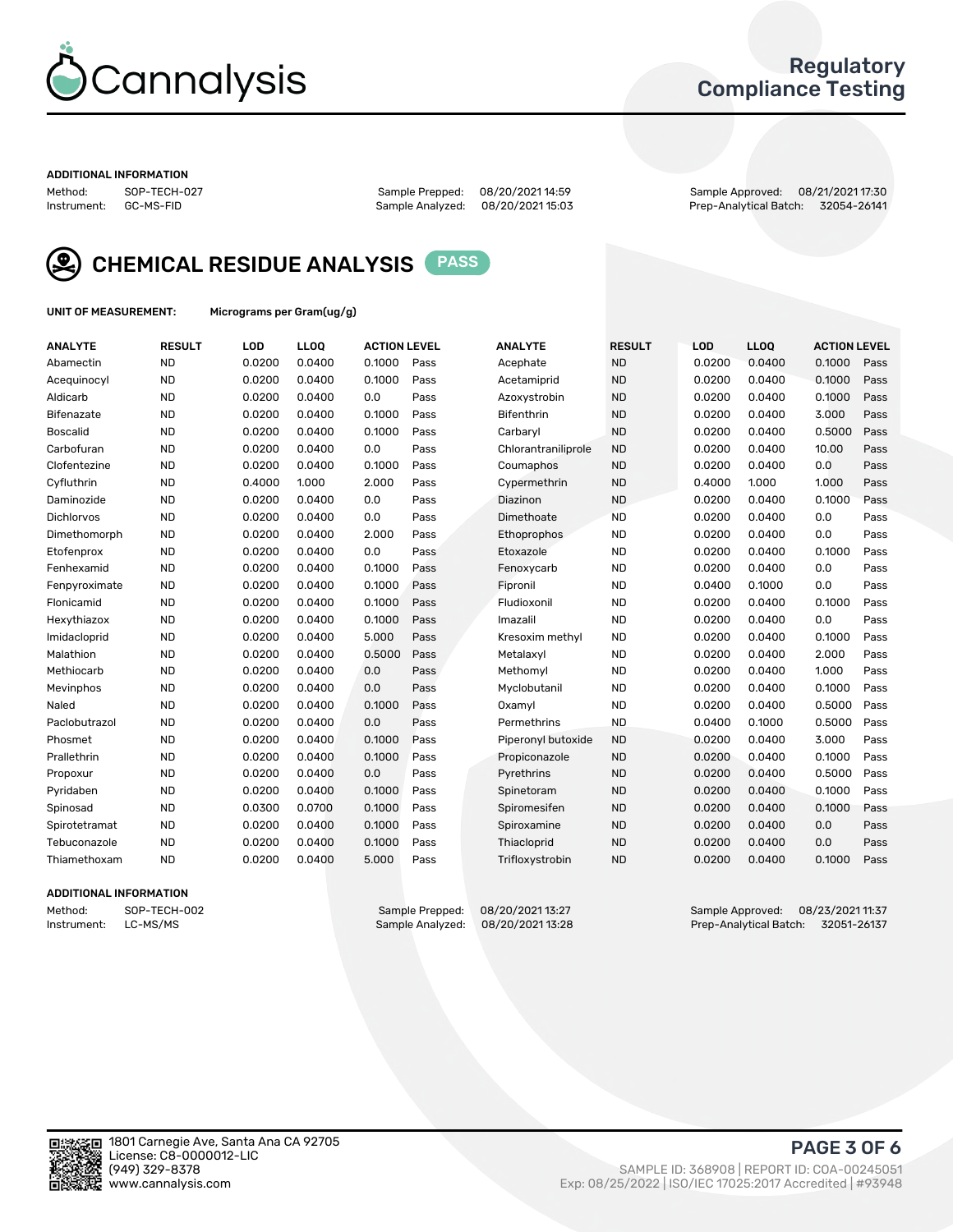Cannalysis

# Regulatory Compliance Testing

### ADDITIONAL INFORMATION

Method: SOP-TECH-027
Instrument: GC-MS-FID

Sample Prepped: 08/20/2021 14:59
Sample Analyzed: 08/20/2021 15:03

Sample Approved: 08/21/2021 17:30
Prep-Analytical Batch: 32054-26141

## CHEMICAL RESIDUE ANALYSIS PASS

**UNIT OF MEASUREMENT:** Micrograms per Gram(ug/g)

| ANALYTE | RESULT | LOD | LLOQ | ACTION LEVEL | | ANALYTE | RESULT | LOD | LLOQ | ACTION LEVEL | |
|---|---|---|---|---|---|---|---|---|---|---|---|
| Abamectin | ND | 0.0200 | 0.0400 | 0.1000 | Pass | Acephate | ND | 0.0200 | 0.0400 | 0.1000 | Pass |
| Acequinocyl | ND | 0.0200 | 0.0400 | 0.1000 | Pass | Acetamiprid | ND | 0.0200 | 0.0400 | 0.1000 | Pass |
| Aldicarb | ND | 0.0200 | 0.0400 | 0.0 | Pass | Azoxystrobin | ND | 0.0200 | 0.0400 | 0.1000 | Pass |
| Bifenazate | ND | 0.0200 | 0.0400 | 0.1000 | Pass | Bifenthrin | ND | 0.0200 | 0.0400 | 3.000 | Pass |
| Boscalid | ND | 0.0200 | 0.0400 | 0.1000 | Pass | Carbaryl | ND | 0.0200 | 0.0400 | 0.5000 | Pass |
| Carbofuran | ND | 0.0200 | 0.0400 | 0.0 | Pass | Chlorantraniliprole | ND | 0.0200 | 0.0400 | 10.00 | Pass |
| Clofentezine | ND | 0.0200 | 0.0400 | 0.1000 | Pass | Coumaphos | ND | 0.0200 | 0.0400 | 0.0 | Pass |
| Cyfluthrin | ND | 0.4000 | 1.000 | 2.000 | Pass | Cypermethrin | ND | 0.4000 | 1.000 | 1.000 | Pass |
| Daminozide | ND | 0.0200 | 0.0400 | 0.0 | Pass | Diazinon | ND | 0.0200 | 0.0400 | 0.1000 | Pass |
| Dichlorvos | ND | 0.0200 | 0.0400 | 0.0 | Pass | Dimethoate | ND | 0.0200 | 0.0400 | 0.0 | Pass |
| Dimethomorph | ND | 0.0200 | 0.0400 | 2.000 | Pass | Ethoprophos | ND | 0.0200 | 0.0400 | 0.0 | Pass |
| Etofenprox | ND | 0.0200 | 0.0400 | 0.0 | Pass | Etoxazole | ND | 0.0200 | 0.0400 | 0.1000 | Pass |
| Fenhexamid | ND | 0.0200 | 0.0400 | 0.1000 | Pass | Fenoxycarb | ND | 0.0200 | 0.0400 | 0.0 | Pass |
| Fenpyroximate | ND | 0.0200 | 0.0400 | 0.1000 | Pass | Fipronil | ND | 0.0400 | 0.1000 | 0.0 | Pass |
| Flonicamid | ND | 0.0200 | 0.0400 | 0.1000 | Pass | Fludioxonil | ND | 0.0200 | 0.0400 | 0.1000 | Pass |
| Hexythiazox | ND | 0.0200 | 0.0400 | 0.1000 | Pass | Imazalil | ND | 0.0200 | 0.0400 | 0.0 | Pass |
| Imidacloprid | ND | 0.0200 | 0.0400 | 5.000 | Pass | Kresoxim methyl | ND | 0.0200 | 0.0400 | 0.1000 | Pass |
| Malathion | ND | 0.0200 | 0.0400 | 0.5000 | Pass | Metalaxyl | ND | 0.0200 | 0.0400 | 2.000 | Pass |
| Methiocarb | ND | 0.0200 | 0.0400 | 0.0 | Pass | Methomyl | ND | 0.0200 | 0.0400 | 1.000 | Pass |
| Mevinphos | ND | 0.0200 | 0.0400 | 0.0 | Pass | Myclobutanil | ND | 0.0200 | 0.0400 | 0.1000 | Pass |
| Naled | ND | 0.0200 | 0.0400 | 0.1000 | Pass | Oxamyl | ND | 0.0200 | 0.0400 | 0.5000 | Pass |
| Paclobutrazol | ND | 0.0200 | 0.0400 | 0.0 | Pass | Permethrins | ND | 0.0400 | 0.1000 | 0.5000 | Pass |
| Phosmet | ND | 0.0200 | 0.0400 | 0.1000 | Pass | Piperonyl butoxide | ND | 0.0200 | 0.0400 | 3.000 | Pass |
| Prallethrin | ND | 0.0200 | 0.0400 | 0.1000 | Pass | Propiconazole | ND | 0.0200 | 0.0400 | 0.1000 | Pass |
| Propoxur | ND | 0.0200 | 0.0400 | 0.0 | Pass | Pyrethrins | ND | 0.0200 | 0.0400 | 0.5000 | Pass |
| Pyridaben | ND | 0.0200 | 0.0400 | 0.1000 | Pass | Spinetoram | ND | 0.0200 | 0.0400 | 0.1000 | Pass |
| Spinosad | ND | 0.0300 | 0.0700 | 0.1000 | Pass | Spiromesifen | ND | 0.0200 | 0.0400 | 0.1000 | Pass |
| Spirotetramat | ND | 0.0200 | 0.0400 | 0.1000 | Pass | Spiroxamine | ND | 0.0200 | 0.0400 | 0.0 | Pass |
| Tebuconazole | ND | 0.0200 | 0.0400 | 0.1000 | Pass | Thiacloprid | ND | 0.0200 | 0.0400 | 0.0 | Pass |
| Thiamethoxam | ND | 0.0200 | 0.0400 | 5.000 | Pass | Trifloxystrobin | ND | 0.0200 | 0.0400 | 0.1000 | Pass |

### ADDITIONAL INFORMATION

Method: SOP-TECH-002
Instrument: LC-MS/MS

Sample Prepped: 08/20/2021 13:27
Sample Analyzed: 08/20/2021 13:28

Sample Approved: 08/23/2021 11:37
Prep-Analytical Batch: 32051-26137

1801 Carnegie Ave, Santa Ana CA 92705
License: C8-0000012-LIC
(949) 329-8378
www.cannalysis.com

SAMPLE ID: 368908 | REPORT ID: COA-00245051
Exp: 08/25/2022 | ISO/IEC 17025:2017 Accredited | #93948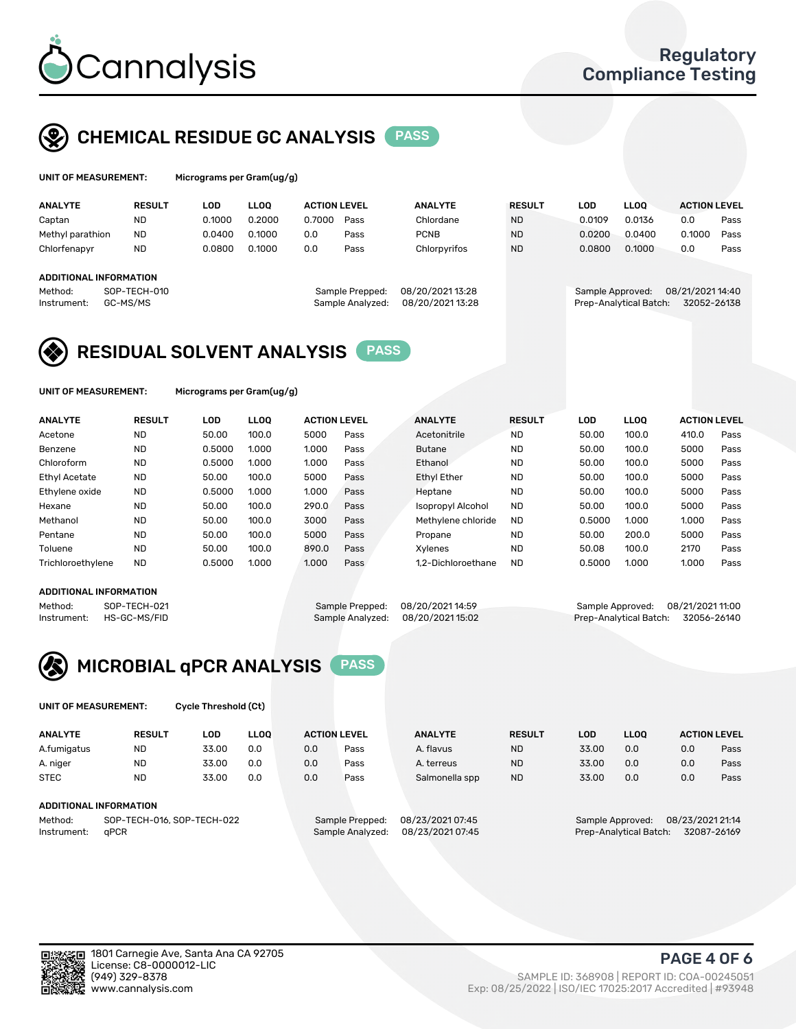# Cannalysis

Regulatory Compliance Testing

## CHEMICAL RESIDUE GC ANALYSIS PASS

**UNIT OF MEASUREMENT:** Micrograms per Gram(ug/g)

| ANALYTE | RESULT | LOD | LLOQ | ACTION LEVEL | | ANALYTE | RESULT | LOD | LLOQ | ACTION LEVEL | |
|---|---|---|---|---|---|---|---|---|---|---|---|
| Captan | ND | 0.1000 | 0.2000 | 0.7000 | Pass | Chlordane | ND | 0.0109 | 0.0136 | 0.0 | Pass |
| Methyl parathion | ND | 0.0400 | 0.1000 | 0.0 | Pass | PCNB | ND | 0.0200 | 0.0400 | 0.1000 | Pass |
| Chlorfenapyr | ND | 0.0800 | 0.1000 | 0.0 | Pass | Chlorpyrifos | ND | 0.0800 | 0.1000 | 0.0 | Pass |

**ADDITIONAL INFORMATION**

Method: SOP-TECH-010
Instrument: GC-MS/MS
Sample Prepped: 08/20/2021 13:28
Sample Analyzed: 08/20/2021 13:28
Sample Approved: 08/21/2021 14:40
Prep-Analytical Batch: 32052-26138

## RESIDUAL SOLVENT ANALYSIS PASS

**UNIT OF MEASUREMENT:** Micrograms per Gram(ug/g)

| ANALYTE | RESULT | LOD | LLOQ | ACTION LEVEL | | ANALYTE | RESULT | LOD | LLOQ | ACTION LEVEL | |
|---|---|---|---|---|---|---|---|---|---|---|---|
| Acetone | ND | 50.00 | 100.0 | 5000 | Pass | Acetonitrile | ND | 50.00 | 100.0 | 410.0 | Pass |
| Benzene | ND | 0.5000 | 1.000 | 1.000 | Pass | Butane | ND | 50.00 | 100.0 | 5000 | Pass |
| Chloroform | ND | 0.5000 | 1.000 | 1.000 | Pass | Ethanol | ND | 50.00 | 100.0 | 5000 | Pass |
| Ethyl Acetate | ND | 50.00 | 100.0 | 5000 | Pass | Ethyl Ether | ND | 50.00 | 100.0 | 5000 | Pass |
| Ethylene oxide | ND | 0.5000 | 1.000 | 1.000 | Pass | Heptane | ND | 50.00 | 100.0 | 5000 | Pass |
| Hexane | ND | 50.00 | 100.0 | 290.0 | Pass | Isopropyl Alcohol | ND | 50.00 | 100.0 | 5000 | Pass |
| Methanol | ND | 50.00 | 100.0 | 3000 | Pass | Methylene chloride | ND | 0.5000 | 1.000 | 1.000 | Pass |
| Pentane | ND | 50.00 | 100.0 | 5000 | Pass | Propane | ND | 50.00 | 200.0 | 5000 | Pass |
| Toluene | ND | 50.00 | 100.0 | 890.0 | Pass | Xylenes | ND | 50.08 | 100.0 | 2170 | Pass |
| Trichloroethylene | ND | 0.5000 | 1.000 | 1.000 | Pass | 1,2-Dichloroethane | ND | 0.5000 | 1.000 | 1.000 | Pass |

**ADDITIONAL INFORMATION**

Method: SOP-TECH-021
Instrument: HS-GC-MS/FID
Sample Prepped: 08/20/2021 14:59
Sample Analyzed: 08/20/2021 15:02
Sample Approved: 08/21/2021 11:00
Prep-Analytical Batch: 32056-26140

## MICROBIAL qPCR ANALYSIS PASS

**UNIT OF MEASUREMENT:** Cycle Threshold (Ct)

| ANALYTE | RESULT | LOD | LLOQ | ACTION LEVEL | | ANALYTE | RESULT | LOD | LLOQ | ACTION LEVEL | |
|---|---|---|---|---|---|---|---|---|---|---|---|
| A.fumigatus | ND | 33.00 | 0.0 | 0.0 | Pass | A. flavus | ND | 33.00 | 0.0 | 0.0 | Pass |
| A. niger | ND | 33.00 | 0.0 | 0.0 | Pass | A. terreus | ND | 33.00 | 0.0 | 0.0 | Pass |
| STEC | ND | 33.00 | 0.0 | 0.0 | Pass | Salmonella spp | ND | 33.00 | 0.0 | 0.0 | Pass |

**ADDITIONAL INFORMATION**

Method: SOP-TECH-016, SOP-TECH-022
Instrument: qPCR
Sample Prepped: 08/23/2021 07:45
Sample Analyzed: 08/23/2021 07:45
Sample Approved: 08/23/2021 21:14
Prep-Analytical Batch: 32087-26169

1801 Carnegie Ave, Santa Ana CA 92705
License: C8-0000012-LIC
(949) 329-8378
www.cannalysis.com

SAMPLE ID: 368908 | REPORT ID: COA-00245051
Exp: 08/25/2022 | ISO/IEC 17025:2017 Accredited | #93948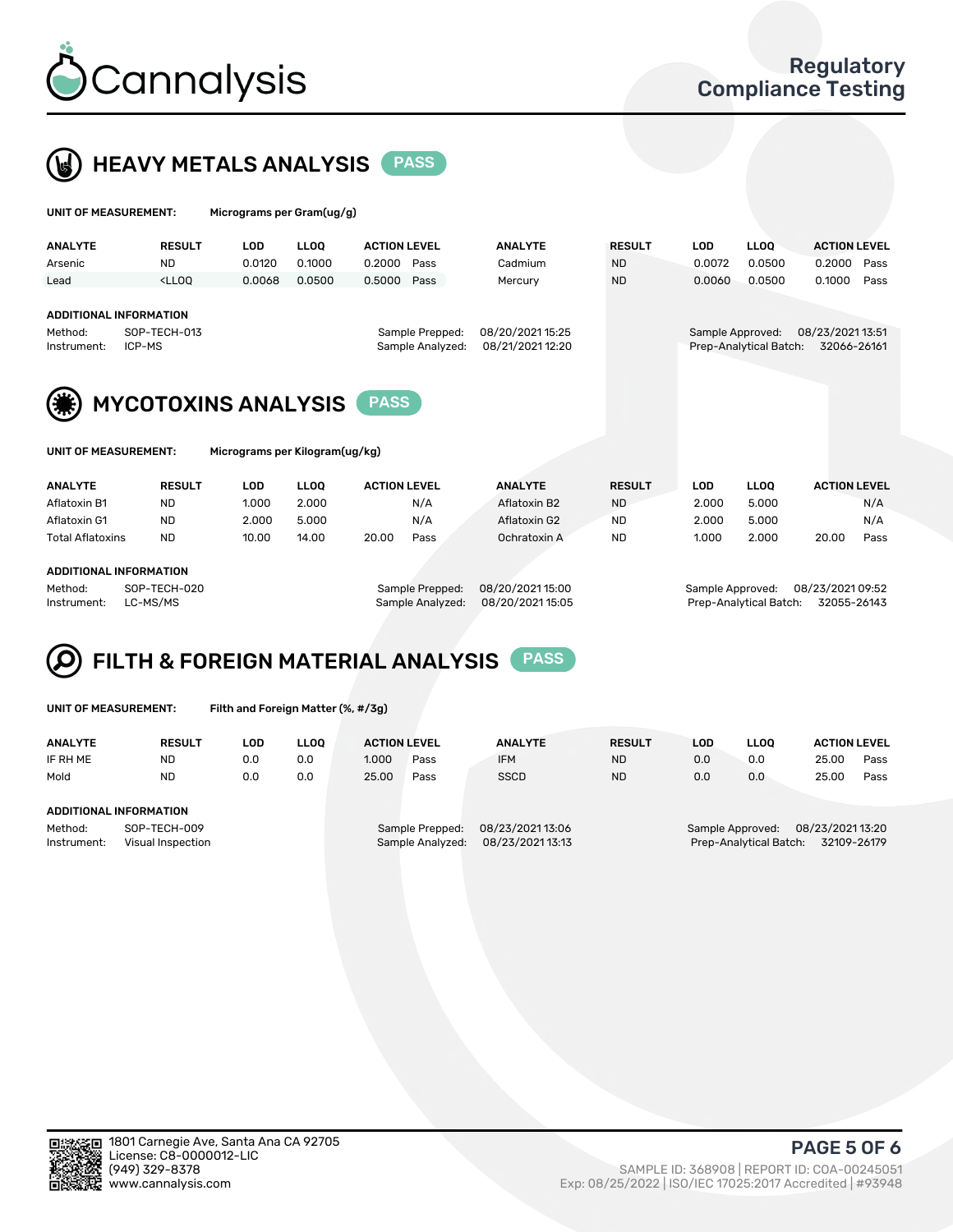# Cannalysis

Regulatory Compliance Testing

## HEAVY METALS ANALYSIS PASS

**UNIT OF MEASUREMENT:** Micrograms per Gram(ug/g)

| ANALYTE | RESULT | LOD | LLOQ | ACTION LEVEL | | ANALYTE | RESULT | LOD | LLOQ | ACTION LEVEL | |
|---|---|---|---|---|---|---|---|---|---|---|---|
| Arsenic | ND | 0.0120 | 0.1000 | 0.2000 | Pass | Cadmium | ND | 0.0072 | 0.0500 | 0.2000 | Pass |
| Lead | <LLOQ | 0.0068 | 0.0500 | 0.5000 | Pass | Mercury | ND | 0.0060 | 0.0500 | 0.1000 | Pass |

**ADDITIONAL INFORMATION**

Method: SOP-TECH-013
Instrument: ICP-MS
Sample Prepped: 08/20/2021 15:25
Sample Analyzed: 08/21/2021 12:20
Sample Approved: 08/23/2021 13:51
Prep-Analytical Batch: 32066-26161

## MYCOTOXINS ANALYSIS PASS

**UNIT OF MEASUREMENT:** Micrograms per Kilogram(ug/kg)

| ANALYTE | RESULT | LOD | LLOQ | ACTION LEVEL | | ANALYTE | RESULT | LOD | LLOQ | ACTION LEVEL | |
|---|---|---|---|---|---|---|---|---|---|---|---|
| Aflatoxin B1 | ND | 1.000 | 2.000 | | N/A | Aflatoxin B2 | ND | 2.000 | 5.000 | | N/A |
| Aflatoxin G1 | ND | 2.000 | 5.000 | | N/A | Aflatoxin G2 | ND | 2.000 | 5.000 | | N/A |
| Total Aflatoxins | ND | 10.00 | 14.00 | 20.00 | Pass | Ochratoxin A | ND | 1.000 | 2.000 | 20.00 | Pass |

**ADDITIONAL INFORMATION**

Method: SOP-TECH-020
Instrument: LC-MS/MS
Sample Prepped: 08/20/2021 15:00
Sample Analyzed: 08/20/2021 15:05
Sample Approved: 08/23/2021 09:52
Prep-Analytical Batch: 32055-26143

## FILTH & FOREIGN MATERIAL ANALYSIS PASS

**UNIT OF MEASUREMENT:** Filth and Foreign Matter (%, #/3g)

| ANALYTE | RESULT | LOD | LLOQ | ACTION LEVEL | | ANALYTE | RESULT | LOD | LLOQ | ACTION LEVEL | |
|---|---|---|---|---|---|---|---|---|---|---|---|
| IF RH ME | ND | 0.0 | 0.0 | 1.000 | Pass | IFM | ND | 0.0 | 0.0 | 25.00 | Pass |
| Mold | ND | 0.0 | 0.0 | 25.00 | Pass | SSCD | ND | 0.0 | 0.0 | 25.00 | Pass |

**ADDITIONAL INFORMATION**

Method: SOP-TECH-009
Instrument: Visual Inspection
Sample Prepped: 08/23/2021 13:06
Sample Analyzed: 08/23/2021 13:13
Sample Approved: 08/23/2021 13:20
Prep-Analytical Batch: 32109-26179

1801 Carnegie Ave, Santa Ana CA 92705
License: C8-0000012-LIC
(949) 329-8378
www.cannalysis.com

SAMPLE ID: 368908 | REPORT ID: COA-00245051
Exp: 08/25/2022 | ISO/IEC 17025:2017 Accredited | #93948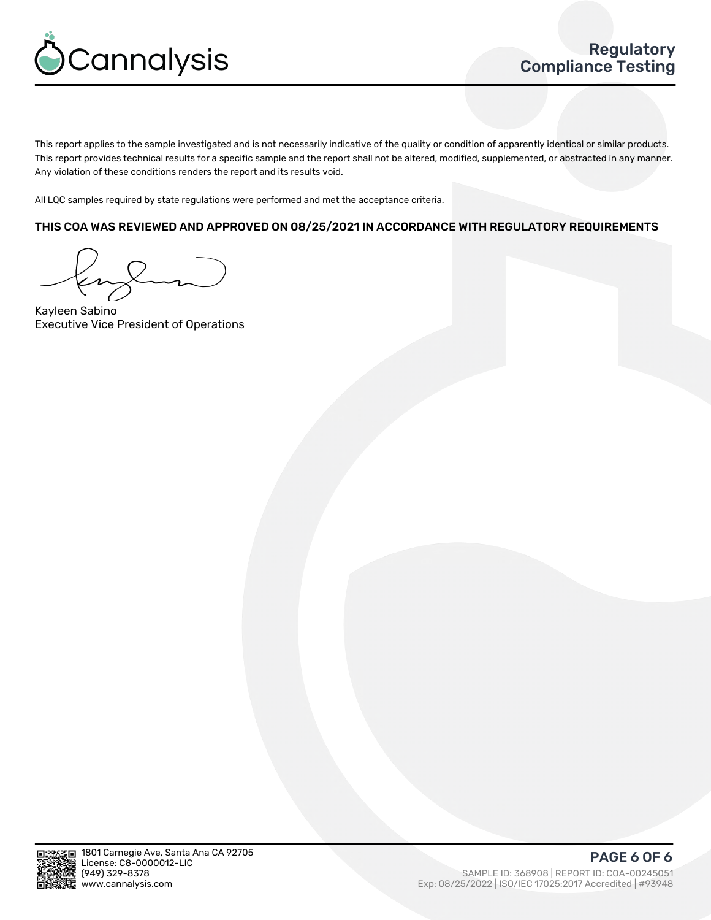This report applies to the sample investigated and is not necessarily indicative of the quality or condition of apparently identical or similar products. This report provides technical results for a specific sample and the report shall not be altered, modified, supplemented, or abstracted in any manner. Any violation of these conditions renders the report and its results void.

All LQC samples required by state regulations were performed and met the acceptance criteria.

**THIS COA WAS REVIEWED AND APPROVED ON 08/25/2021 IN ACCORDANCE WITH REGULATORY REQUIREMENTS**

Kayleen Sabino
Executive Vice President of Operations

1801 Carnegie Ave, Santa Ana CA 92705
License: C8-0000012-LIC
(949) 329-8378
www.cannalysis.com

SAMPLE ID: 368908 | REPORT ID: COA-00245051
Exp: 08/25/2022 | ISO/IEC 17025:2017 Accredited | #93948